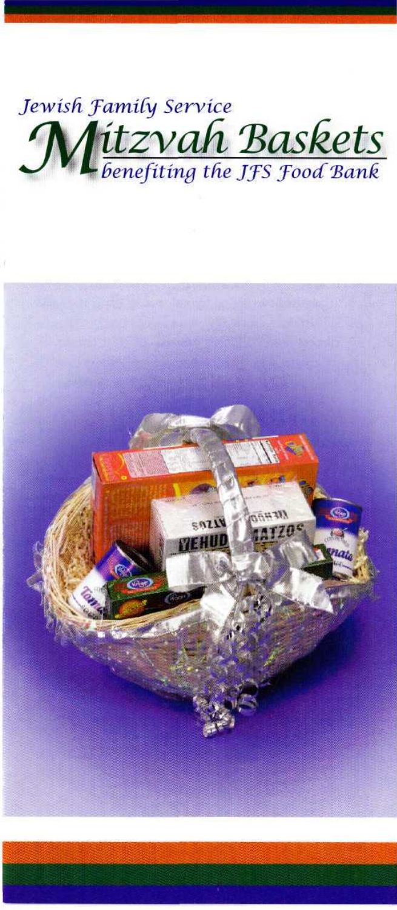*Jewish Family Service*

# Mitzvah Baskets

*benefiting the JFS Food Bank*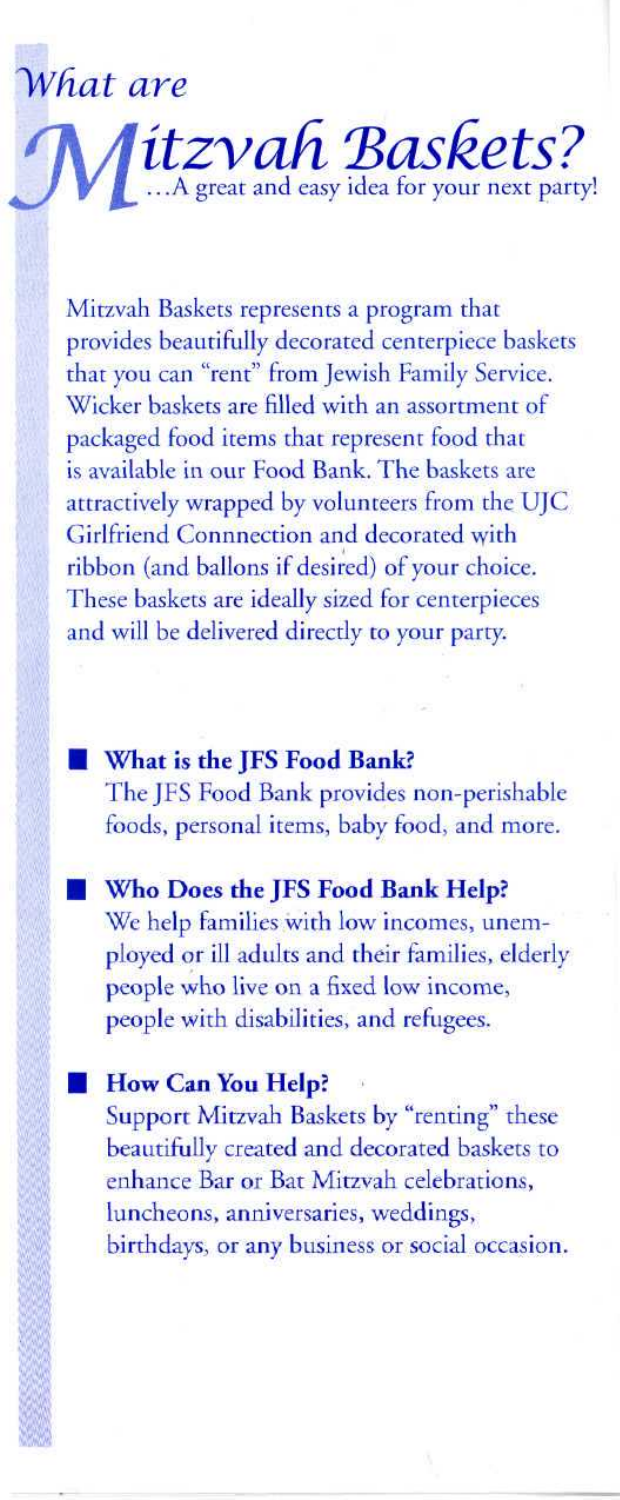# *What are Mitzvah Baskets?*

*...A great and easy idea for your next party!*

Mitzvah Baskets represents a program that provides beautifully decorated centerpiece baskets that you can "rent" from Jewish Family Service. Wicker baskets are filled with an assortment of packaged food items that represent food that is available in our Food Bank. The baskets are attractively wrapped by volunteers from the UJC Girlfriend Connnection and decorated with ribbon (and ballons if desired) of your choice. These baskets are ideally sized for centerpieces and will be delivered directly to your party.

- **What is the JFS Food Bank?**
  The JFS Food Bank provides non-perishable foods, personal items, baby food, and more.

- **Who Does the JFS Food Bank Help?**
  We help families with low incomes, unemployed or ill adults and their families, elderly people who live on a fixed low income, people with disabilities, and refugees.

- **How Can You Help?**
  Support Mitzvah Baskets by "renting" these beautifully created and decorated baskets to enhance Bar or Bat Mitzvah celebrations, luncheons, anniversaries, weddings, birthdays, or any business or social occasion.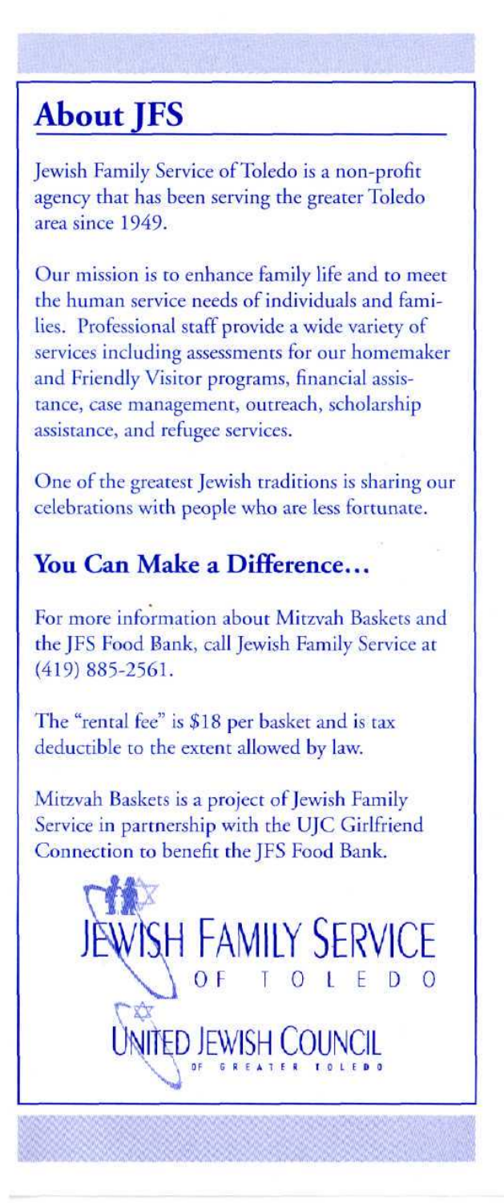## About JFS

Jewish Family Service of Toledo is a non-profit agency that has been serving the greater Toledo area since 1949.

Our mission is to enhance family life and to meet the human service needs of individuals and families. Professional staff provide a wide variety of services including assessments for our homemaker and Friendly Visitor programs, financial assistance, case management, outreach, scholarship assistance, and refugee services.

One of the greatest Jewish traditions is sharing our celebrations with people who are less fortunate.

### You Can Make a Difference...

For more information about Mitzvah Baskets and the JFS Food Bank, call Jewish Family Service at (419) 885-2561.

The "rental fee" is $18 per basket and is tax deductible to the extent allowed by law.

Mitzvah Baskets is a project of Jewish Family Service in partnership with the UJC Girlfriend Connection to benefit the JFS Food Bank.

JEWISH FAMILY SERVICE OF TOLEDO

UNITED JEWISH COUNCIL OF GREATER TOLEDO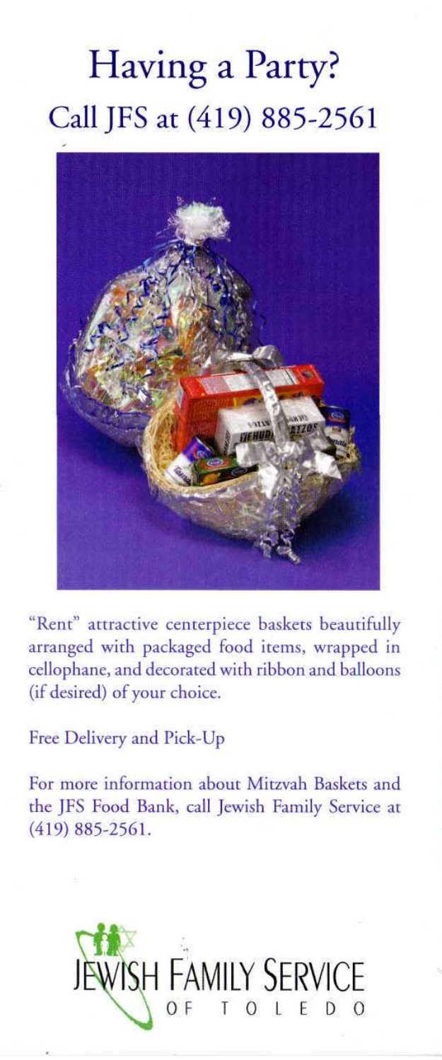# Having a Party?

## Call JFS at (419) 885-2561

"Rent" attractive centerpiece baskets beautifully arranged with packaged food items, wrapped in cellophane, and decorated with ribbon and balloons (if desired) of your choice.

Free Delivery and Pick-Up

For more information about Mitzvah Baskets and the JFS Food Bank, call Jewish Family Service at (419) 885-2561.

JEWISH FAMILY SERVICE OF TOLEDO